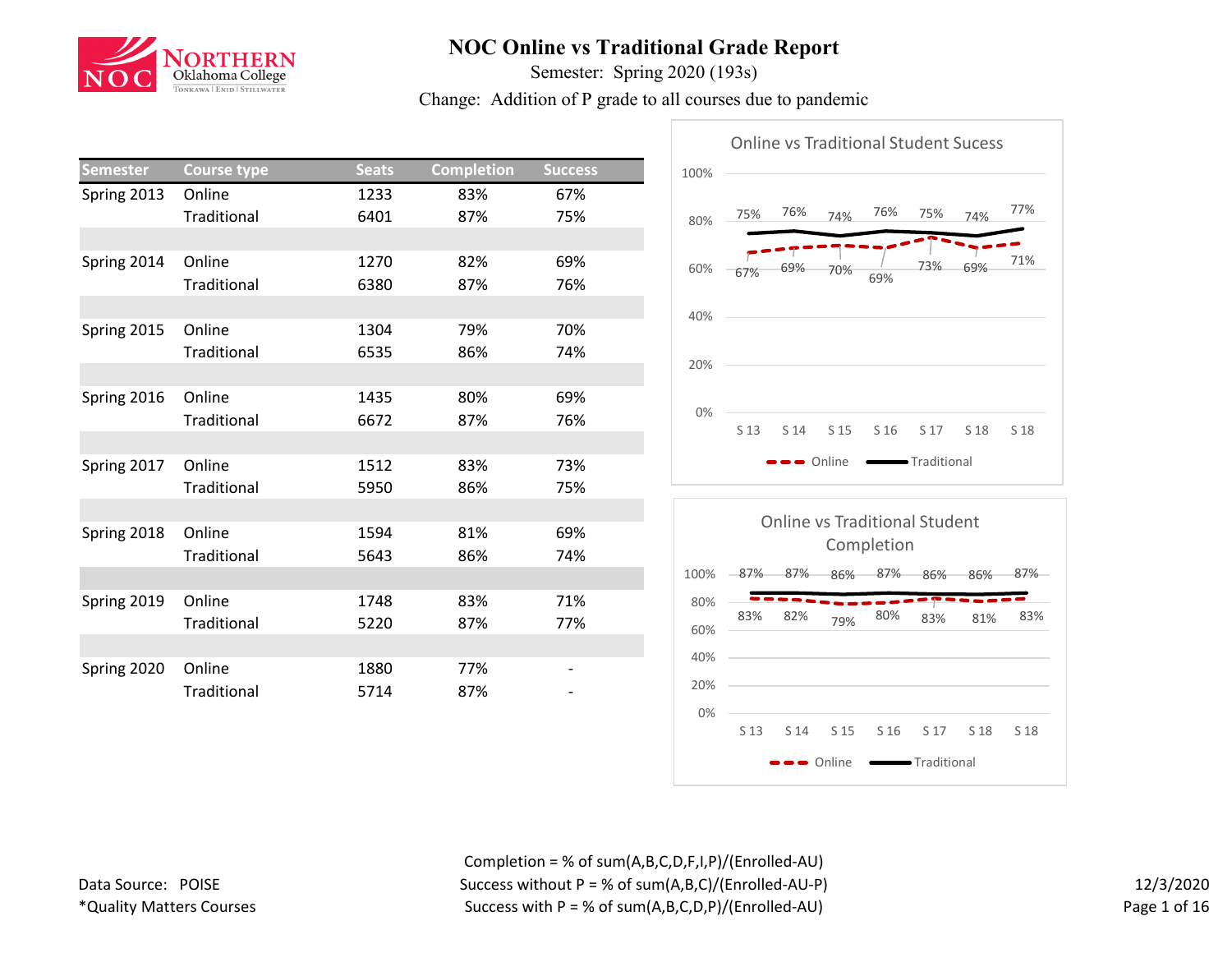# NOC Online vs Traditional Grade Report

Semester: Spring 2020 (193s)

Change: Addition of P grade to all courses due to pandemic

| Semester | Course type | Seats | Completion | Success |
|---|---|---|---|---|
| Spring 2013 | Online | 1233 | 83% | 67% |
| | Traditional | 6401 | 87% | 75% |
| Spring 2014 | Online | 1270 | 82% | 69% |
| | Traditional | 6380 | 87% | 76% |
| Spring 2015 | Online | 1304 | 79% | 70% |
| | Traditional | 6535 | 86% | 74% |
| Spring 2016 | Online | 1435 | 80% | 69% |
| | Traditional | 6672 | 87% | 76% |
| Spring 2017 | Online | 1512 | 83% | 73% |
| | Traditional | 5950 | 86% | 75% |
| Spring 2018 | Online | 1594 | 81% | 69% |
| | Traditional | 5643 | 86% | 74% |
| Spring 2019 | Online | 1748 | 83% | 71% |
| | Traditional | 5220 | 87% | 77% |
| Spring 2020 | Online | 1880 | 77% | - |
| | Traditional | 5714 | 87% | - |

**Online vs Traditional Student Sucess**

| | S 13 | S 14 | S 15 | S 16 | S 17 | S 18 | S 18 |
|---|---|---|---|---|---|---|---|
| Online | 67% | 69% | 70% | 69% | 73% | 69% | 71% |
| Traditional | 75% | 76% | 74% | 76% | 75% | 74% | 77% |

**Online vs Traditional Student Completion**

| | S 13 | S 14 | S 15 | S 16 | S 17 | S 18 | S 18 |
|---|---|---|---|---|---|---|---|
| Online | 83% | 82% | 79% | 80% | 83% | 81% | 83% |
| Traditional | 87% | 87% | 86% | 87% | 86% | 86% | 87% |

Data Source: POISE

*Quality Matters Courses

Completion = % of sum(A,B,C,D,F,I,P)/(Enrolled-AU)

Success without P = % of sum(A,B,C)/(Enrolled-AU-P)

Success with P = % of sum(A,B,C,D,P)/(Enrolled-AU)

12/3/2020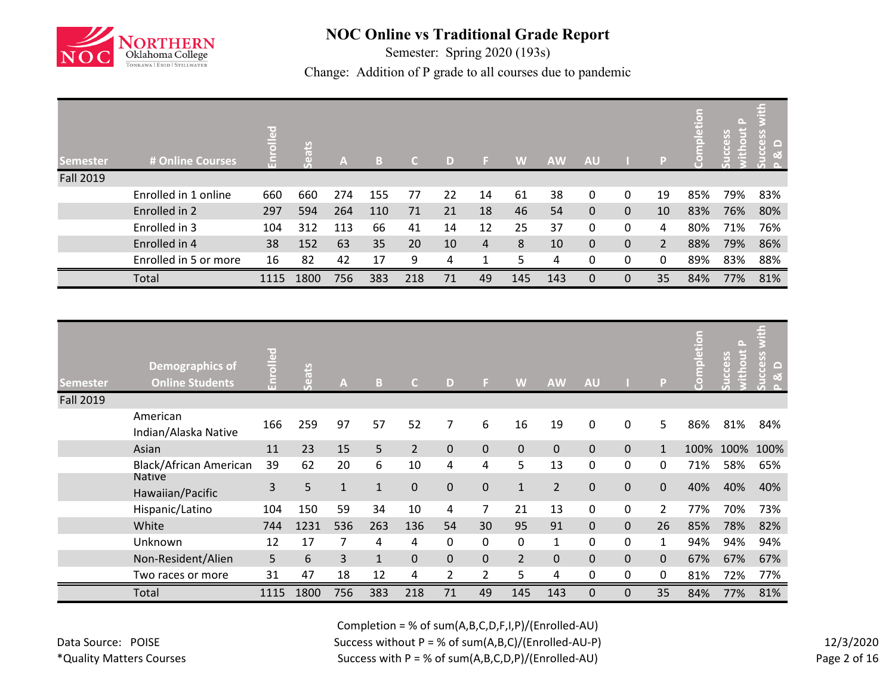# NOC Online vs Traditional Grade Report

Semester: Spring 2020 (193s)

Change: Addition of P grade to all courses due to pandemic

| Semester | # Online Courses | Enrolled | Seats | A | B | C | D | F | W | AW | AU | I | P | Completion | Success without P | Success with P & D |
|---|---|---|---|---|---|---|---|---|---|---|---|---|---|---|---|---|
| Fall 2019 | | | | | | | | | | | | | | | | |
| | Enrolled in 1 online | 660 | 660 | 274 | 155 | 77 | 22 | 14 | 61 | 38 | 0 | 0 | 19 | 85% | 79% | 83% |
| | Enrolled in 2 | 297 | 594 | 264 | 110 | 71 | 21 | 18 | 46 | 54 | 0 | 0 | 10 | 83% | 76% | 80% |
| | Enrolled in 3 | 104 | 312 | 113 | 66 | 41 | 14 | 12 | 25 | 37 | 0 | 0 | 4 | 80% | 71% | 76% |
| | Enrolled in 4 | 38 | 152 | 63 | 35 | 20 | 10 | 4 | 8 | 10 | 0 | 0 | 2 | 88% | 79% | 86% |
| | Enrolled in 5 or more | 16 | 82 | 42 | 17 | 9 | 4 | 1 | 5 | 4 | 0 | 0 | 0 | 89% | 83% | 88% |
| | Total | 1115 | 1800 | 756 | 383 | 218 | 71 | 49 | 145 | 143 | 0 | 0 | 35 | 84% | 77% | 81% |

| Semester | Demographics of Online Students | Enrolled | Seats | A | B | C | D | F | W | AW | AU | I | P | Completion | Success without P | Success with P & D |
|---|---|---|---|---|---|---|---|---|---|---|---|---|---|---|---|---|
| Fall 2019 | | | | | | | | | | | | | | | | |
| | American Indian/Alaska Native | 166 | 259 | 97 | 57 | 52 | 7 | 6 | 16 | 19 | 0 | 0 | 5 | 86% | 81% | 84% |
| | Asian | 11 | 23 | 15 | 5 | 2 | 0 | 0 | 0 | 0 | 0 | 0 | 1 | 100% | 100% | 100% |
| | Black/African American | 39 | 62 | 20 | 6 | 10 | 4 | 4 | 5 | 13 | 0 | 0 | 0 | 71% | 58% | 65% |
| | Native Hawaiian/Pacific | 3 | 5 | 1 | 1 | 0 | 0 | 0 | 1 | 2 | 0 | 0 | 0 | 40% | 40% | 40% |
| | Hispanic/Latino | 104 | 150 | 59 | 34 | 10 | 4 | 7 | 21 | 13 | 0 | 0 | 2 | 77% | 70% | 73% |
| | White | 744 | 1231 | 536 | 263 | 136 | 54 | 30 | 95 | 91 | 0 | 0 | 26 | 85% | 78% | 82% |
| | Unknown | 12 | 17 | 7 | 4 | 4 | 0 | 0 | 0 | 1 | 0 | 0 | 1 | 94% | 94% | 94% |
| | Non-Resident/Alien | 5 | 6 | 3 | 1 | 0 | 0 | 0 | 2 | 0 | 0 | 0 | 0 | 67% | 67% | 67% |
| | Two races or more | 31 | 47 | 18 | 12 | 4 | 2 | 2 | 5 | 4 | 0 | 0 | 0 | 81% | 72% | 77% |
| | Total | 1115 | 1800 | 756 | 383 | 218 | 71 | 49 | 145 | 143 | 0 | 0 | 35 | 84% | 77% | 81% |

Completion = % of sum(A,B,C,D,F,I,P)/(Enrolled-AU)

Success without P = % of sum(A,B,C)/(Enrolled-AU-P)

Success with P = % of sum(A,B,C,D,P)/(Enrolled-AU)

Data Source: POISE

*Quality Matters Courses

12/3/2020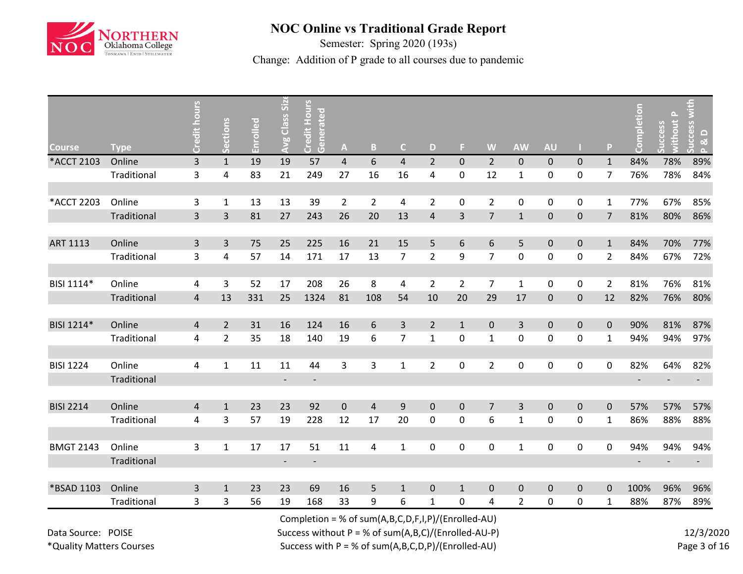# NOC Online vs Traditional Grade Report

Semester: Spring 2020 (193s)

Change: Addition of P grade to all courses due to pandemic

| Course | Type | Credit hours | Sections | Enrolled | Avg Class Size | Credit Hours Generated | A | B | C | D | F | W | AW | AU | I | P | Completion | Success without P | Success with P & D |
|---|---|---|---|---|---|---|---|---|---|---|---|---|---|---|---|---|---|---|---|
| *ACCT 2103 | Online | 3 | 1 | 19 | 19 | 57 | 4 | 6 | 4 | 2 | 0 | 2 | 0 | 0 | 0 | 1 | 84% | 78% | 89% |
| | Traditional | 3 | 4 | 83 | 21 | 249 | 27 | 16 | 16 | 4 | 0 | 12 | 1 | 0 | 0 | 7 | 76% | 78% | 84% |
| *ACCT 2203 | Online | 3 | 1 | 13 | 13 | 39 | 2 | 2 | 4 | 2 | 0 | 2 | 0 | 0 | 0 | 1 | 77% | 67% | 85% |
| | Traditional | 3 | 3 | 81 | 27 | 243 | 26 | 20 | 13 | 4 | 3 | 7 | 1 | 0 | 0 | 7 | 81% | 80% | 86% |
| ART 1113 | Online | 3 | 3 | 75 | 25 | 225 | 16 | 21 | 15 | 5 | 6 | 6 | 5 | 0 | 0 | 1 | 84% | 70% | 77% |
| | Traditional | 3 | 4 | 57 | 14 | 171 | 17 | 13 | 7 | 2 | 9 | 7 | 0 | 0 | 0 | 2 | 84% | 67% | 72% |
| BISI 1114* | Online | 4 | 3 | 52 | 17 | 208 | 26 | 8 | 4 | 2 | 2 | 7 | 1 | 0 | 0 | 2 | 81% | 76% | 81% |
| | Traditional | 4 | 13 | 331 | 25 | 1324 | 81 | 108 | 54 | 10 | 20 | 29 | 17 | 0 | 0 | 12 | 82% | 76% | 80% |
| BISI 1214* | Online | 4 | 2 | 31 | 16 | 124 | 16 | 6 | 3 | 2 | 1 | 0 | 3 | 0 | 0 | 0 | 90% | 81% | 87% |
| | Traditional | 4 | 2 | 35 | 18 | 140 | 19 | 6 | 7 | 1 | 0 | 1 | 0 | 0 | 0 | 1 | 94% | 94% | 97% |
| BISI 1224 | Online | 4 | 1 | 11 | 11 | 44 | 3 | 3 | 1 | 2 | 0 | 2 | 0 | 0 | 0 | 0 | 82% | 64% | 82% |
| | Traditional | | | | - | - | | | | | | | | | | | - | - | - |
| BISI 2214 | Online | 4 | 1 | 23 | 23 | 92 | 0 | 4 | 9 | 0 | 0 | 7 | 3 | 0 | 0 | 0 | 57% | 57% | 57% |
| | Traditional | 4 | 3 | 57 | 19 | 228 | 12 | 17 | 20 | 0 | 0 | 6 | 1 | 0 | 0 | 1 | 86% | 88% | 88% |
| BMGT 2143 | Online | 3 | 1 | 17 | 17 | 51 | 11 | 4 | 1 | 0 | 0 | 0 | 1 | 0 | 0 | 0 | 94% | 94% | 94% |
| | Traditional | | | | - | - | | | | | | | | | | | - | - | - |
| *BSAD 1103 | Online | 3 | 1 | 23 | 23 | 69 | 16 | 5 | 1 | 0 | 1 | 0 | 0 | 0 | 0 | 0 | 100% | 96% | 96% |
| | Traditional | 3 | 3 | 56 | 19 | 168 | 33 | 9 | 6 | 1 | 0 | 4 | 2 | 0 | 0 | 1 | 88% | 87% | 89% |

Completion = % of sum(A,B,C,D,F,I,P)/(Enrolled-AU)

Success without P = % of sum(A,B,C)/(Enrolled-AU-P)

Success with P = % of sum(A,B,C,D,P)/(Enrolled-AU)

Data Source: POISE

*Quality Matters Courses

12/3/2020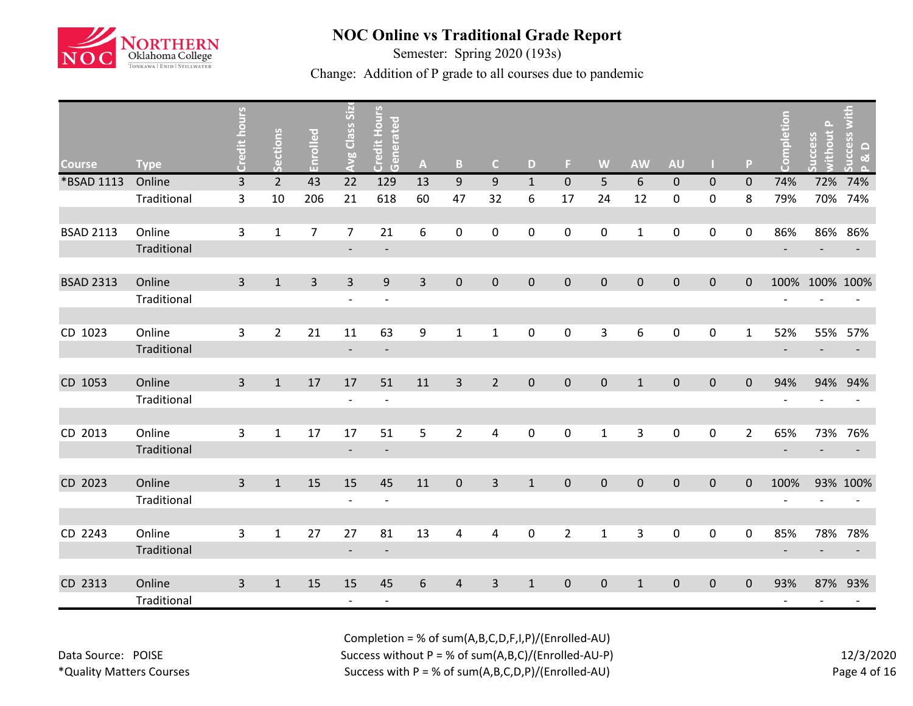# NOC Online vs Traditional Grade Report

Semester: Spring 2020 (193s)

Change: Addition of P grade to all courses due to pandemic

| Course | Type | Credit hours | Sections | Enrolled | Avg Class Size | Credit Hours Generated | A | B | C | D | F | W | AW | AU | I | P | Completion | Success without P | Success with P & D |
|---|---|---|---|---|---|---|---|---|---|---|---|---|---|---|---|---|---|---|---|
| *BSAD 1113 | Online | 3 | 2 | 43 | 22 | 129 | 13 | 9 | 9 | 1 | 0 | 5 | 6 | 0 | 0 | 0 | 74% | 72% | 74% |
| | Traditional | 3 | 10 | 206 | 21 | 618 | 60 | 47 | 32 | 6 | 17 | 24 | 12 | 0 | 0 | 8 | 79% | 70% | 74% |
| BSAD 2113 | Online | 3 | 1 | 7 | 7 | 21 | 6 | 0 | 0 | 0 | 0 | 0 | 1 | 0 | 0 | 0 | 86% | 86% | 86% |
| | Traditional | | | | - | - | | | | | | | | | | | - | - | - |
| BSAD 2313 | Online | 3 | 1 | 3 | 3 | 9 | 3 | 0 | 0 | 0 | 0 | 0 | 0 | 0 | 0 | 0 | 100% | 100% | 100% |
| | Traditional | | | | - | - | | | | | | | | | | | - | - | - |
| CD 1023 | Online | 3 | 2 | 21 | 11 | 63 | 9 | 1 | 1 | 0 | 0 | 3 | 6 | 0 | 0 | 1 | 52% | 55% | 57% |
| | Traditional | | | | - | - | | | | | | | | | | | - | - | - |
| CD 1053 | Online | 3 | 1 | 17 | 17 | 51 | 11 | 3 | 2 | 0 | 0 | 0 | 1 | 0 | 0 | 0 | 94% | 94% | 94% |
| | Traditional | | | | - | - | | | | | | | | | | | - | - | - |
| CD 2013 | Online | 3 | 1 | 17 | 17 | 51 | 5 | 2 | 4 | 0 | 0 | 1 | 3 | 0 | 0 | 2 | 65% | 73% | 76% |
| | Traditional | | | | - | - | | | | | | | | | | | - | - | - |
| CD 2023 | Online | 3 | 1 | 15 | 15 | 45 | 11 | 0 | 3 | 1 | 0 | 0 | 0 | 0 | 0 | 0 | 100% | 93% | 100% |
| | Traditional | | | | - | - | | | | | | | | | | | - | - | - |
| CD 2243 | Online | 3 | 1 | 27 | 27 | 81 | 13 | 4 | 4 | 0 | 2 | 1 | 3 | 0 | 0 | 0 | 85% | 78% | 78% |
| | Traditional | | | | - | - | | | | | | | | | | | - | - | - |
| CD 2313 | Online | 3 | 1 | 15 | 15 | 45 | 6 | 4 | 3 | 1 | 0 | 0 | 1 | 0 | 0 | 0 | 93% | 87% | 93% |
| | Traditional | | | | - | - | | | | | | | | | | | - | - | - |

Completion = % of sum(A,B,C,D,F,I,P)/(Enrolled-AU)

Success without P = % of sum(A,B,C)/(Enrolled-AU-P)

Success with P = % of sum(A,B,C,D,P)/(Enrolled-AU)

Data Source: POISE

*Quality Matters Courses

12/3/2020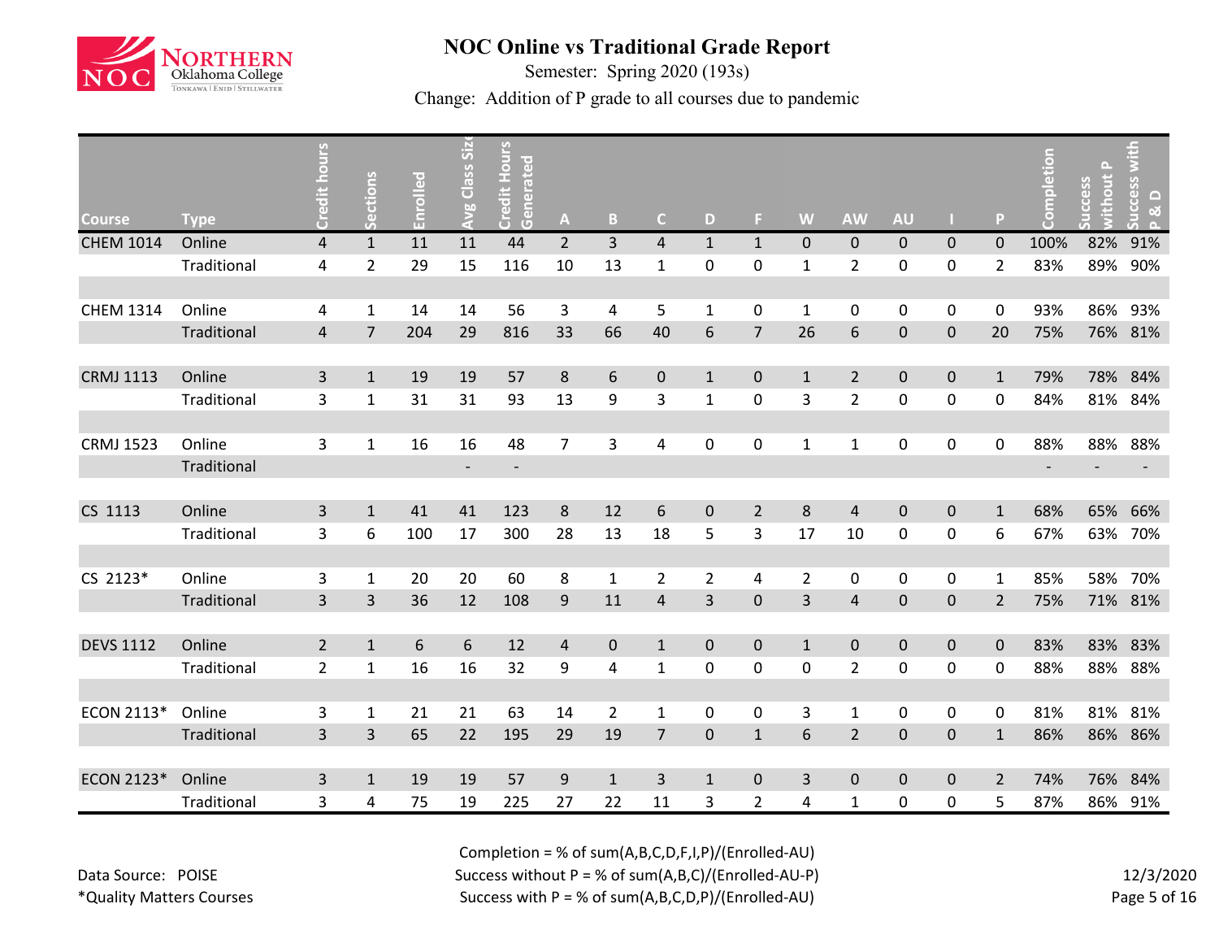# NOC Online vs Traditional Grade Report

Semester: Spring 2020 (193s)

Change: Addition of P grade to all courses due to pandemic

| Course | Type | Credit hours | Sections | Enrolled | Avg Class Size | Credit Hours Generated | A | B | C | D | F | W | AW | AU | I | P | Completion | Success without P | Success with P & D |
|---|---|---|---|---|---|---|---|---|---|---|---|---|---|---|---|---|---|---|---|
| CHEM 1014 | Online | 4 | 1 | 11 | 11 | 44 | 2 | 3 | 4 | 1 | 1 | 0 | 0 | 0 | 0 | 0 | 100% | 82% | 91% |
| | Traditional | 4 | 2 | 29 | 15 | 116 | 10 | 13 | 1 | 0 | 0 | 1 | 2 | 0 | 0 | 2 | 83% | 89% | 90% |
| CHEM 1314 | Online | 4 | 1 | 14 | 14 | 56 | 3 | 4 | 5 | 1 | 0 | 1 | 0 | 0 | 0 | 0 | 93% | 86% | 93% |
| | Traditional | 4 | 7 | 204 | 29 | 816 | 33 | 66 | 40 | 6 | 7 | 26 | 6 | 0 | 0 | 20 | 75% | 76% | 81% |
| CRMJ 1113 | Online | 3 | 1 | 19 | 19 | 57 | 8 | 6 | 0 | 1 | 0 | 1 | 2 | 0 | 0 | 1 | 79% | 78% | 84% |
| | Traditional | 3 | 1 | 31 | 31 | 93 | 13 | 9 | 3 | 1 | 0 | 3 | 2 | 0 | 0 | 0 | 84% | 81% | 84% |
| CRMJ 1523 | Online | 3 | 1 | 16 | 16 | 48 | 7 | 3 | 4 | 0 | 0 | 1 | 1 | 0 | 0 | 0 | 88% | 88% | 88% |
| | Traditional | | | | - | - | | | | | | | | | | | - | - | - |
| CS 1113 | Online | 3 | 1 | 41 | 41 | 123 | 8 | 12 | 6 | 0 | 2 | 8 | 4 | 0 | 0 | 1 | 68% | 65% | 66% |
| | Traditional | 3 | 6 | 100 | 17 | 300 | 28 | 13 | 18 | 5 | 3 | 17 | 10 | 0 | 0 | 6 | 67% | 63% | 70% |
| CS 2123* | Online | 3 | 1 | 20 | 20 | 60 | 8 | 1 | 2 | 2 | 4 | 2 | 0 | 0 | 0 | 1 | 85% | 58% | 70% |
| | Traditional | 3 | 3 | 36 | 12 | 108 | 9 | 11 | 4 | 3 | 0 | 3 | 4 | 0 | 0 | 2 | 75% | 71% | 81% |
| DEVS 1112 | Online | 2 | 1 | 6 | 6 | 12 | 4 | 0 | 1 | 0 | 0 | 1 | 0 | 0 | 0 | 0 | 83% | 83% | 83% |
| | Traditional | 2 | 1 | 16 | 16 | 32 | 9 | 4 | 1 | 0 | 0 | 0 | 2 | 0 | 0 | 0 | 88% | 88% | 88% |
| ECON 2113* | Online | 3 | 1 | 21 | 21 | 63 | 14 | 2 | 1 | 0 | 0 | 3 | 1 | 0 | 0 | 0 | 81% | 81% | 81% |
| | Traditional | 3 | 3 | 65 | 22 | 195 | 29 | 19 | 7 | 0 | 1 | 6 | 2 | 0 | 0 | 1 | 86% | 86% | 86% |
| ECON 2123* | Online | 3 | 1 | 19 | 19 | 57 | 9 | 1 | 3 | 1 | 0 | 3 | 0 | 0 | 0 | 2 | 74% | 76% | 84% |
| | Traditional | 3 | 4 | 75 | 19 | 225 | 27 | 22 | 11 | 3 | 2 | 4 | 1 | 0 | 0 | 5 | 87% | 86% | 91% |

Completion = % of sum(A,B,C,D,F,I,P)/(Enrolled-AU)

Success without P = % of sum(A,B,C)/(Enrolled-AU-P)

Success with P = % of sum(A,B,C,D,P)/(Enrolled-AU)

Data Source: POISE

*Quality Matters Courses

12/3/2020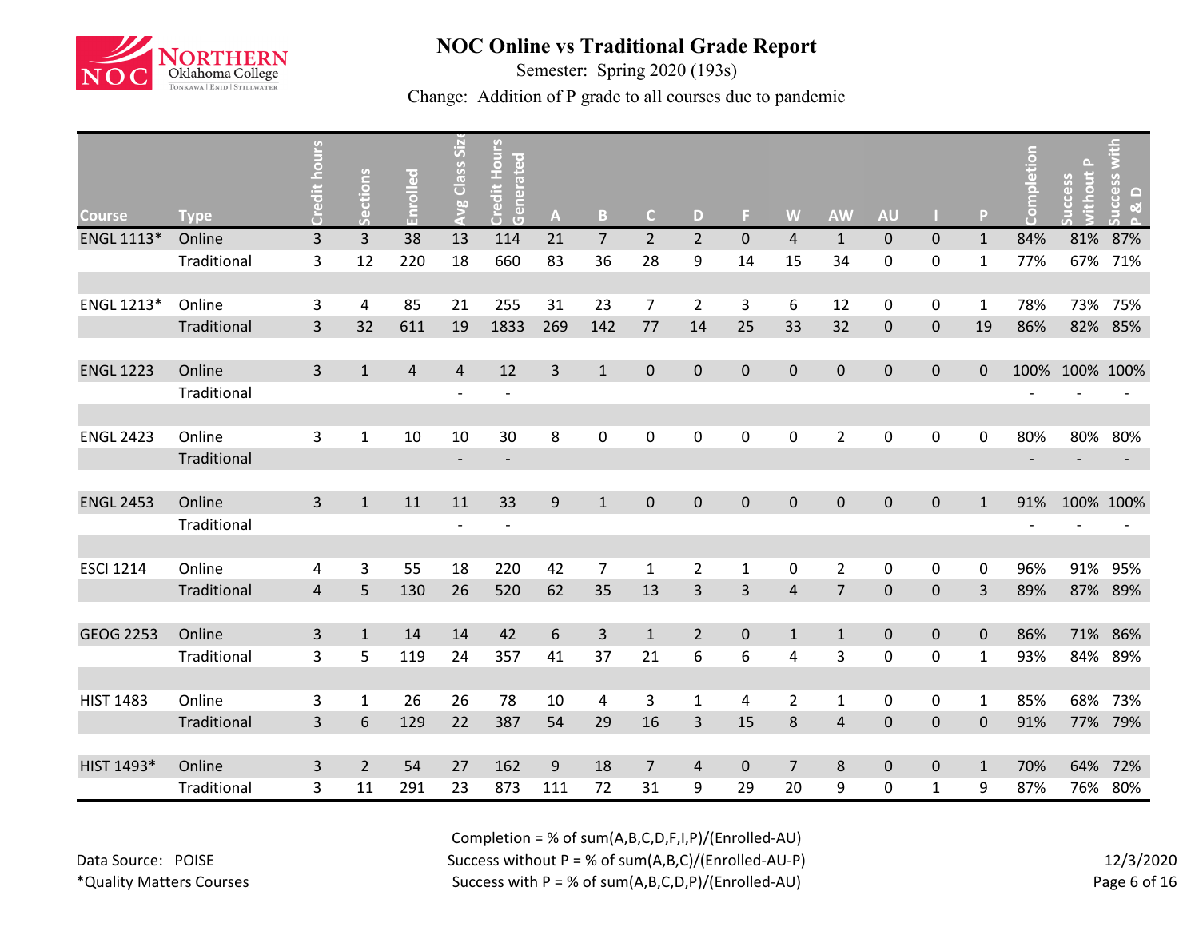# NOC Online vs Traditional Grade Report

Semester: Spring 2020 (193s)

Change: Addition of P grade to all courses due to pandemic

| Course | Type | Credit hours | Sections | Enrolled | Avg Class Size | Credit Hours Generated | A | B | C | D | F | W | AW | AU | I | P | Completion | Success without P | Success with P & D |
|---|---|---|---|---|---|---|---|---|---|---|---|---|---|---|---|---|---|---|---|
| ENGL 1113* | Online | 3 | 3 | 38 | 13 | 114 | 21 | 7 | 2 | 2 | 0 | 4 | 1 | 0 | 0 | 1 | 84% | 81% | 87% |
| | Traditional | 3 | 12 | 220 | 18 | 660 | 83 | 36 | 28 | 9 | 14 | 15 | 34 | 0 | 0 | 1 | 77% | 67% | 71% |
| ENGL 1213* | Online | 3 | 4 | 85 | 21 | 255 | 31 | 23 | 7 | 2 | 3 | 6 | 12 | 0 | 0 | 1 | 78% | 73% | 75% |
| | Traditional | 3 | 32 | 611 | 19 | 1833 | 269 | 142 | 77 | 14 | 25 | 33 | 32 | 0 | 0 | 19 | 86% | 82% | 85% |
| ENGL 1223 | Online | 3 | 1 | 4 | 4 | 12 | 3 | 1 | 0 | 0 | 0 | 0 | 0 | 0 | 0 | 0 | 100% | 100% | 100% |
| | Traditional | | | | - | - | | | | | | | | | | | - | - | - |
| ENGL 2423 | Online | 3 | 1 | 10 | 10 | 30 | 8 | 0 | 0 | 0 | 0 | 0 | 2 | 0 | 0 | 0 | 80% | 80% | 80% |
| | Traditional | | | | - | - | | | | | | | | | | | - | - | - |
| ENGL 2453 | Online | 3 | 1 | 11 | 11 | 33 | 9 | 1 | 0 | 0 | 0 | 0 | 0 | 0 | 0 | 1 | 91% | 100% | 100% |
| | Traditional | | | | - | - | | | | | | | | | | | - | - | - |
| ESCI 1214 | Online | 4 | 3 | 55 | 18 | 220 | 42 | 7 | 1 | 2 | 1 | 0 | 2 | 0 | 0 | 0 | 96% | 91% | 95% |
| | Traditional | 4 | 5 | 130 | 26 | 520 | 62 | 35 | 13 | 3 | 3 | 4 | 7 | 0 | 0 | 3 | 89% | 87% | 89% |
| GEOG 2253 | Online | 3 | 1 | 14 | 14 | 42 | 6 | 3 | 1 | 2 | 0 | 1 | 1 | 0 | 0 | 0 | 86% | 71% | 86% |
| | Traditional | 3 | 5 | 119 | 24 | 357 | 41 | 37 | 21 | 6 | 6 | 4 | 3 | 0 | 0 | 1 | 93% | 84% | 89% |
| HIST 1483 | Online | 3 | 1 | 26 | 26 | 78 | 10 | 4 | 3 | 1 | 4 | 2 | 1 | 0 | 0 | 1 | 85% | 68% | 73% |
| | Traditional | 3 | 6 | 129 | 22 | 387 | 54 | 29 | 16 | 3 | 15 | 8 | 4 | 0 | 0 | 0 | 91% | 77% | 79% |
| HIST 1493* | Online | 3 | 2 | 54 | 27 | 162 | 9 | 18 | 7 | 4 | 0 | 7 | 8 | 0 | 0 | 1 | 70% | 64% | 72% |
| | Traditional | 3 | 11 | 291 | 23 | 873 | 111 | 72 | 31 | 9 | 29 | 20 | 9 | 0 | 1 | 9 | 87% | 76% | 80% |

Completion = % of sum(A,B,C,D,F,I,P)/(Enrolled-AU)
Success without P = % of sum(A,B,C)/(Enrolled-AU-P)
Success with P = % of sum(A,B,C,D,P)/(Enrolled-AU)

Data Source: POISE
*Quality Matters Courses

12/3/2020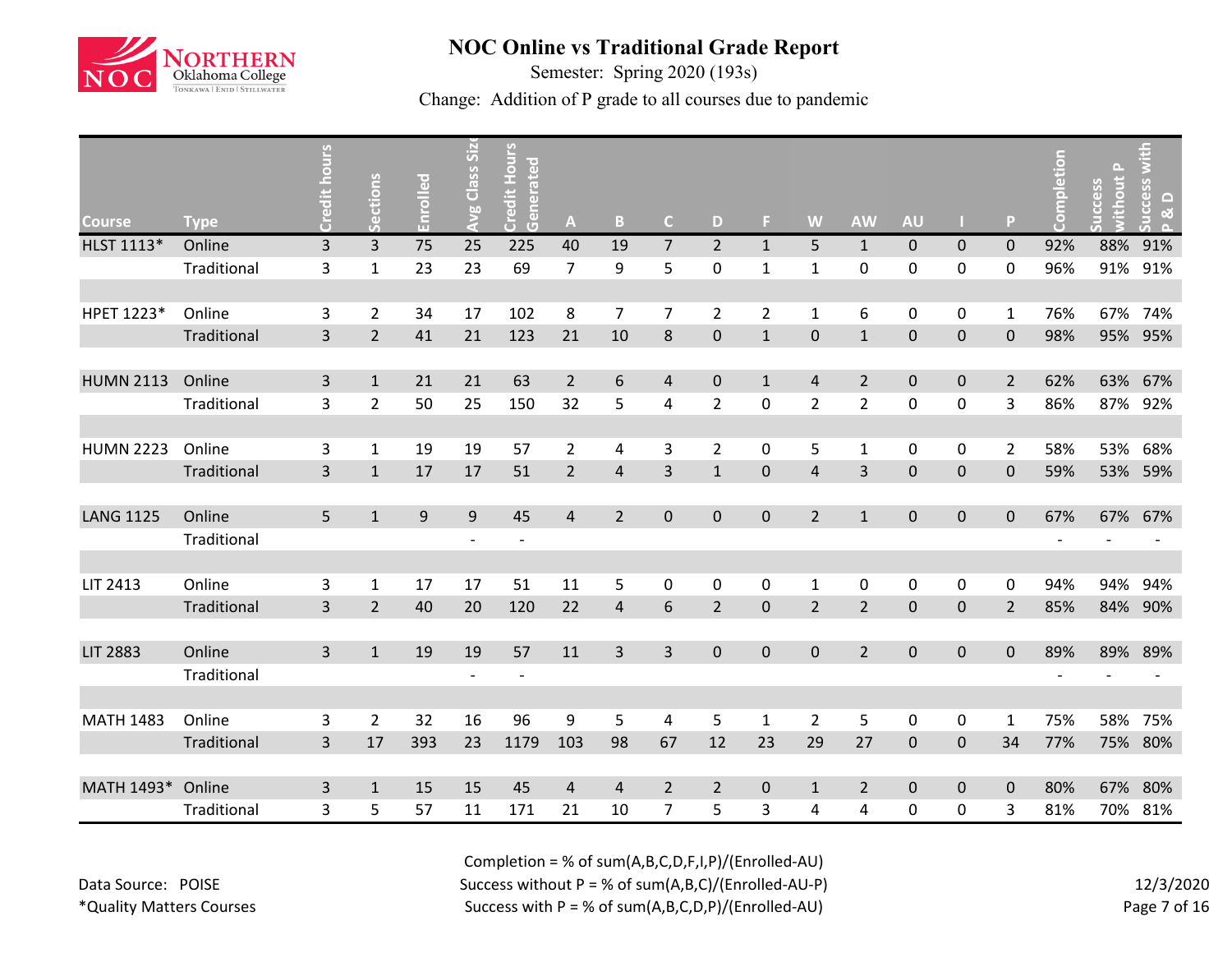# NOC Online vs Traditional Grade Report

Semester: Spring 2020 (193s)

Change: Addition of P grade to all courses due to pandemic

| Course | Type | Credit hours | Sections | Enrolled | Avg Class Size | Credit Hours Generated | A | B | C | D | F | W | AW | AU | I | P | Completion | Success without P | Success with P & D |
|---|---|---|---|---|---|---|---|---|---|---|---|---|---|---|---|---|---|---|---|
| HLST 1113* | Online | 3 | 3 | 75 | 25 | 225 | 40 | 19 | 7 | 2 | 1 | 5 | 1 | 0 | 0 | 0 | 92% | 88% | 91% |
| | Traditional | 3 | 1 | 23 | 23 | 69 | 7 | 9 | 5 | 0 | 1 | 1 | 0 | 0 | 0 | 0 | 96% | 91% | 91% |
| | | | | | | | | | | | | | | | | | | | |
| HPET 1223* | Online | 3 | 2 | 34 | 17 | 102 | 8 | 7 | 7 | 2 | 2 | 1 | 6 | 0 | 0 | 1 | 76% | 67% | 74% |
| | Traditional | 3 | 2 | 41 | 21 | 123 | 21 | 10 | 8 | 0 | 1 | 0 | 1 | 0 | 0 | 0 | 98% | 95% | 95% |
| | | | | | | | | | | | | | | | | | | | |
| HUMN 2113 | Online | 3 | 1 | 21 | 21 | 63 | 2 | 6 | 4 | 0 | 1 | 4 | 2 | 0 | 0 | 2 | 62% | 63% | 67% |
| | Traditional | 3 | 2 | 50 | 25 | 150 | 32 | 5 | 4 | 2 | 0 | 2 | 2 | 0 | 0 | 3 | 86% | 87% | 92% |
| | | | | | | | | | | | | | | | | | | | |
| HUMN 2223 | Online | 3 | 1 | 19 | 19 | 57 | 2 | 4 | 3 | 2 | 0 | 5 | 1 | 0 | 0 | 2 | 58% | 53% | 68% |
| | Traditional | 3 | 1 | 17 | 17 | 51 | 2 | 4 | 3 | 1 | 0 | 4 | 3 | 0 | 0 | 0 | 59% | 53% | 59% |
| | | | | | | | | | | | | | | | | | | | |
| LANG 1125 | Online | 5 | 1 | 9 | 9 | 45 | 4 | 2 | 0 | 0 | 0 | 2 | 1 | 0 | 0 | 0 | 67% | 67% | 67% |
| | Traditional | | | | - | - | | | | | | | | | | | - | - | - |
| | | | | | | | | | | | | | | | | | | | |
| LIT 2413 | Online | 3 | 1 | 17 | 17 | 51 | 11 | 5 | 0 | 0 | 0 | 1 | 0 | 0 | 0 | 0 | 94% | 94% | 94% |
| | Traditional | 3 | 2 | 40 | 20 | 120 | 22 | 4 | 6 | 2 | 0 | 2 | 2 | 0 | 0 | 2 | 85% | 84% | 90% |
| | | | | | | | | | | | | | | | | | | | |
| LIT 2883 | Online | 3 | 1 | 19 | 19 | 57 | 11 | 3 | 3 | 0 | 0 | 0 | 2 | 0 | 0 | 0 | 89% | 89% | 89% |
| | Traditional | | | | - | - | | | | | | | | | | | - | - | - |
| | | | | | | | | | | | | | | | | | | | |
| MATH 1483 | Online | 3 | 2 | 32 | 16 | 96 | 9 | 5 | 4 | 5 | 1 | 2 | 5 | 0 | 0 | 1 | 75% | 58% | 75% |
| | Traditional | 3 | 17 | 393 | 23 | 1179 | 103 | 98 | 67 | 12 | 23 | 29 | 27 | 0 | 0 | 34 | 77% | 75% | 80% |
| | | | | | | | | | | | | | | | | | | | |
| MATH 1493* | Online | 3 | 1 | 15 | 15 | 45 | 4 | 4 | 2 | 2 | 0 | 1 | 2 | 0 | 0 | 0 | 80% | 67% | 80% |
| | Traditional | 3 | 5 | 57 | 11 | 171 | 21 | 10 | 7 | 5 | 3 | 4 | 4 | 0 | 0 | 3 | 81% | 70% | 81% |

Completion = % of sum(A,B,C,D,F,I,P)/(Enrolled-AU)
Success without P = % of sum(A,B,C)/(Enrolled-AU-P)
Success with P = % of sum(A,B,C,D,P)/(Enrolled-AU)

Data Source: POISE

*Quality Matters Courses

12/3/2020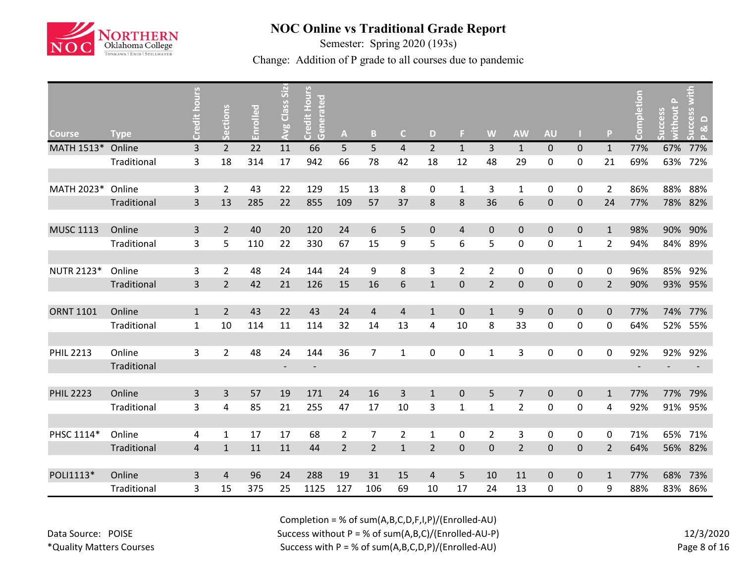# NOC Online vs Traditional Grade Report

Semester: Spring 2020 (193s)

Change: Addition of P grade to all courses due to pandemic

| Course | Type | Credit hours | Sections | Enrolled | Avg Class Size | Credit Hours Generated | A | B | C | D | F | W | AW | AU | I | P | Completion | Success without P | Success with P & D |
|---|---|---|---|---|---|---|---|---|---|---|---|---|---|---|---|---|---|---|---|
| MATH 1513* | Online | 3 | 2 | 22 | 11 | 66 | 5 | 5 | 4 | 2 | 1 | 3 | 1 | 0 | 0 | 1 | 77% | 67% | 77% |
| | Traditional | 3 | 18 | 314 | 17 | 942 | 66 | 78 | 42 | 18 | 12 | 48 | 29 | 0 | 0 | 21 | 69% | 63% | 72% |
| MATH 2023* | Online | 3 | 2 | 43 | 22 | 129 | 15 | 13 | 8 | 0 | 1 | 3 | 1 | 0 | 0 | 2 | 86% | 88% | 88% |
| | Traditional | 3 | 13 | 285 | 22 | 855 | 109 | 57 | 37 | 8 | 8 | 36 | 6 | 0 | 0 | 24 | 77% | 78% | 82% |
| MUSC 1113 | Online | 3 | 2 | 40 | 20 | 120 | 24 | 6 | 5 | 0 | 4 | 0 | 0 | 0 | 0 | 1 | 98% | 90% | 90% |
| | Traditional | 3 | 5 | 110 | 22 | 330 | 67 | 15 | 9 | 5 | 6 | 5 | 0 | 0 | 1 | 2 | 94% | 84% | 89% |
| NUTR 2123* | Online | 3 | 2 | 48 | 24 | 144 | 24 | 9 | 8 | 3 | 2 | 2 | 0 | 0 | 0 | 0 | 96% | 85% | 92% |
| | Traditional | 3 | 2 | 42 | 21 | 126 | 15 | 16 | 6 | 1 | 0 | 2 | 0 | 0 | 0 | 2 | 90% | 93% | 95% |
| ORNT 1101 | Online | 1 | 2 | 43 | 22 | 43 | 24 | 4 | 4 | 1 | 0 | 1 | 9 | 0 | 0 | 0 | 77% | 74% | 77% |
| | Traditional | 1 | 10 | 114 | 11 | 114 | 32 | 14 | 13 | 4 | 10 | 8 | 33 | 0 | 0 | 0 | 64% | 52% | 55% |
| PHIL 2213 | Online | 3 | 2 | 48 | 24 | 144 | 36 | 7 | 1 | 0 | 0 | 1 | 3 | 0 | 0 | 0 | 92% | 92% | 92% |
| | Traditional | | | | - | - | | | | | | | | | | | - | - | - |
| PHIL 2223 | Online | 3 | 3 | 57 | 19 | 171 | 24 | 16 | 3 | 1 | 0 | 5 | 7 | 0 | 0 | 1 | 77% | 77% | 79% |
| | Traditional | 3 | 4 | 85 | 21 | 255 | 47 | 17 | 10 | 3 | 1 | 1 | 2 | 0 | 0 | 4 | 92% | 91% | 95% |
| PHSC 1114* | Online | 4 | 1 | 17 | 17 | 68 | 2 | 7 | 2 | 1 | 0 | 2 | 3 | 0 | 0 | 0 | 71% | 65% | 71% |
| | Traditional | 4 | 1 | 11 | 11 | 44 | 2 | 2 | 1 | 2 | 0 | 0 | 2 | 0 | 0 | 2 | 64% | 56% | 82% |
| POLI1113* | Online | 3 | 4 | 96 | 24 | 288 | 19 | 31 | 15 | 4 | 5 | 10 | 11 | 0 | 0 | 1 | 77% | 68% | 73% |
| | Traditional | 3 | 15 | 375 | 25 | 1125 | 127 | 106 | 69 | 10 | 17 | 24 | 13 | 0 | 0 | 9 | 88% | 83% | 86% |

Completion = % of sum(A,B,C,D,F,I,P)/(Enrolled-AU)

Success without P = % of sum(A,B,C)/(Enrolled-AU-P)

Success with P = % of sum(A,B,C,D,P)/(Enrolled-AU)

Data Source: POISE

*Quality Matters Courses

12/3/2020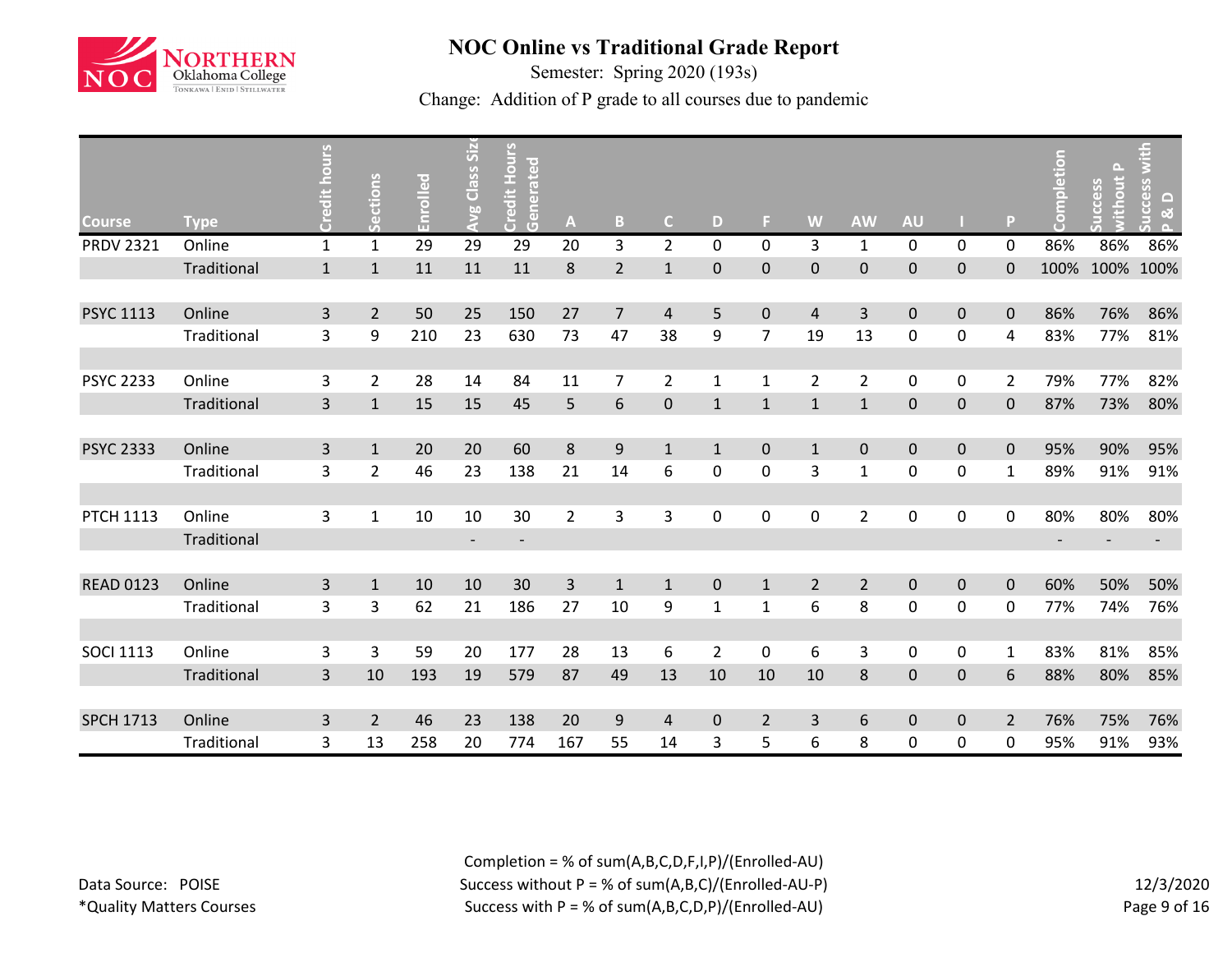# NOC Online vs Traditional Grade Report

Semester: Spring 2020 (193s)

Change: Addition of P grade to all courses due to pandemic

| Course | Type | Credit hours | Sections | Enrolled | Avg Class Size | Credit Hours Generated | A | B | C | D | F | W | AW | AU | I | P | Completion | Success without P | Success with P & D |
|---|---|---|---|---|---|---|---|---|---|---|---|---|---|---|---|---|---|---|---|
| PRDV 2321 | Online | 1 | 1 | 29 | 29 | 29 | 20 | 3 | 2 | 0 | 0 | 3 | 1 | 0 | 0 | 0 | 86% | 86% | 86% |
| | Traditional | 1 | 1 | 11 | 11 | 11 | 8 | 2 | 1 | 0 | 0 | 0 | 0 | 0 | 0 | 0 | 100% | 100% | 100% |
| PSYC 1113 | Online | 3 | 2 | 50 | 25 | 150 | 27 | 7 | 4 | 5 | 0 | 4 | 3 | 0 | 0 | 0 | 86% | 76% | 86% |
| | Traditional | 3 | 9 | 210 | 23 | 630 | 73 | 47 | 38 | 9 | 7 | 19 | 13 | 0 | 0 | 4 | 83% | 77% | 81% |
| PSYC 2233 | Online | 3 | 2 | 28 | 14 | 84 | 11 | 7 | 2 | 1 | 1 | 2 | 2 | 0 | 0 | 2 | 79% | 77% | 82% |
| | Traditional | 3 | 1 | 15 | 15 | 45 | 5 | 6 | 0 | 1 | 1 | 1 | 1 | 0 | 0 | 0 | 87% | 73% | 80% |
| PSYC 2333 | Online | 3 | 1 | 20 | 20 | 60 | 8 | 9 | 1 | 1 | 0 | 1 | 0 | 0 | 0 | 0 | 95% | 90% | 95% |
| | Traditional | 3 | 2 | 46 | 23 | 138 | 21 | 14 | 6 | 0 | 0 | 3 | 1 | 0 | 0 | 1 | 89% | 91% | 91% |
| PTCH 1113 | Online | 3 | 1 | 10 | 10 | 30 | 2 | 3 | 3 | 0 | 0 | 0 | 2 | 0 | 0 | 0 | 80% | 80% | 80% |
| | Traditional | | | | - | - | | | | | | | | | | | - | - | - |
| READ 0123 | Online | 3 | 1 | 10 | 10 | 30 | 3 | 1 | 1 | 0 | 1 | 2 | 2 | 0 | 0 | 0 | 60% | 50% | 50% |
| | Traditional | 3 | 3 | 62 | 21 | 186 | 27 | 10 | 9 | 1 | 1 | 6 | 8 | 0 | 0 | 0 | 77% | 74% | 76% |
| SOCI 1113 | Online | 3 | 3 | 59 | 20 | 177 | 28 | 13 | 6 | 2 | 0 | 6 | 3 | 0 | 0 | 1 | 83% | 81% | 85% |
| | Traditional | 3 | 10 | 193 | 19 | 579 | 87 | 49 | 13 | 10 | 10 | 10 | 8 | 0 | 0 | 6 | 88% | 80% | 85% |
| SPCH 1713 | Online | 3 | 2 | 46 | 23 | 138 | 20 | 9 | 4 | 0 | 2 | 3 | 6 | 0 | 0 | 2 | 76% | 75% | 76% |
| | Traditional | 3 | 13 | 258 | 20 | 774 | 167 | 55 | 14 | 3 | 5 | 6 | 8 | 0 | 0 | 0 | 95% | 91% | 93% |

Completion = % of sum(A,B,C,D,F,I,P)/(Enrolled-AU)
Success without P = % of sum(A,B,C)/(Enrolled-AU-P)
Success with P = % of sum(A,B,C,D,P)/(Enrolled-AU)

Data Source: POISE
*Quality Matters Courses

12/3/2020